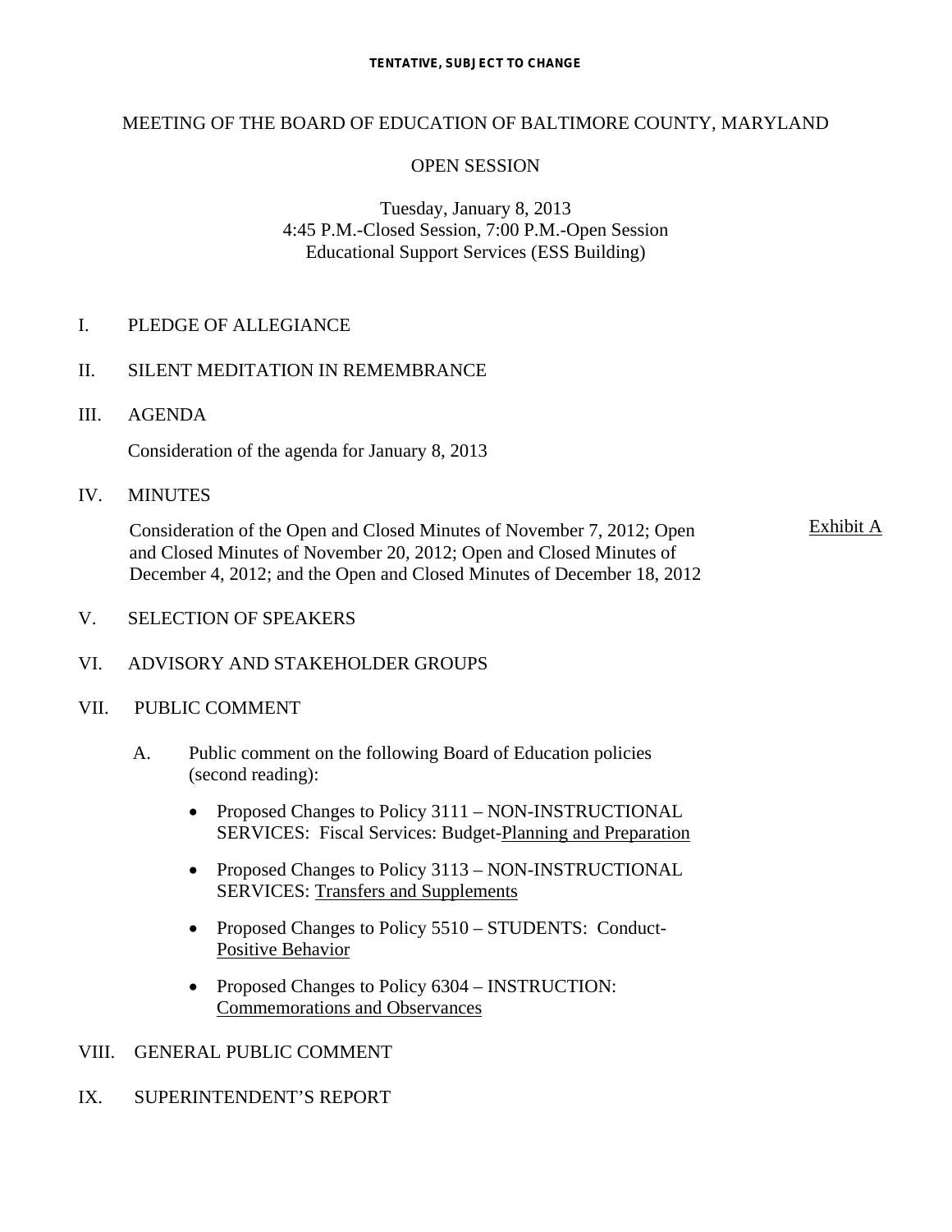**TENTATIVE, SUBJECT TO CHANGE**

MEETING OF THE BOARD OF EDUCATION OF BALTIMORE COUNTY, MARYLAND

OPEN SESSION

Tuesday, January 8, 2013
4:45 P.M.-Closed Session, 7:00 P.M.-Open Session
Educational Support Services (ESS Building)

I. PLEDGE OF ALLEGIANCE

II. SILENT MEDITATION IN REMEMBRANCE

III. AGENDA

Consideration of the agenda for January 8, 2013

IV. MINUTES

Consideration of the Open and Closed Minutes of November 7, 2012; Open and Closed Minutes of November 20, 2012; Open and Closed Minutes of December 4, 2012; and the Open and Closed Minutes of December 18, 2012 — Exhibit A

V. SELECTION OF SPEAKERS

VI. ADVISORY AND STAKEHOLDER GROUPS

VII. PUBLIC COMMENT

A. Public comment on the following Board of Education policies (second reading):

- Proposed Changes to Policy 3111 – NON-INSTRUCTIONAL SERVICES: Fiscal Services: Budget-Planning and Preparation
- Proposed Changes to Policy 3113 – NON-INSTRUCTIONAL SERVICES: Transfers and Supplements
- Proposed Changes to Policy 5510 – STUDENTS: Conduct-Positive Behavior
- Proposed Changes to Policy 6304 – INSTRUCTION: Commemorations and Observances

VIII. GENERAL PUBLIC COMMENT

IX. SUPERINTENDENT'S REPORT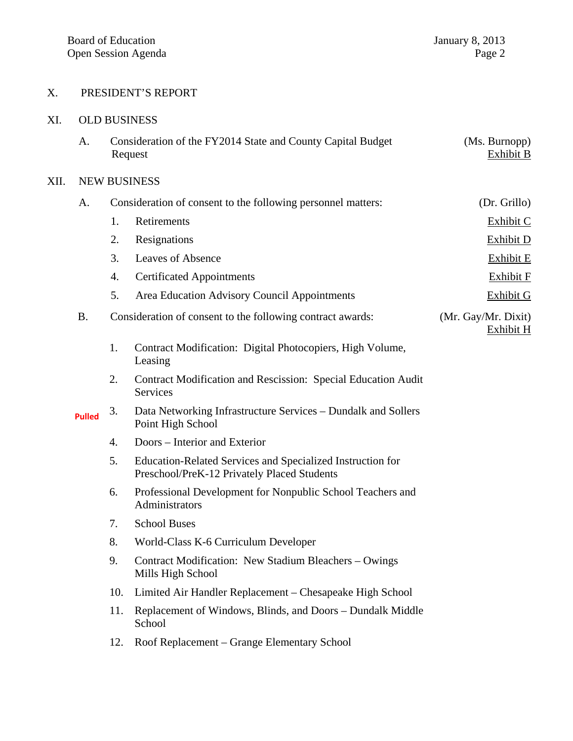## X. PRESIDENT'S REPORT

## XI. OLD BUSINESS

A. Consideration of the FY2014 State and County Capital Budget Request — (Ms. Burnopp) Exhibit B

## XII. NEW BUSINESS

A. Consideration of consent to the following personnel matters: — (Dr. Grillo)

1. Retirements — Exhibit C
2. Resignations — Exhibit D
3. Leaves of Absence — Exhibit E
4. Certificated Appointments — Exhibit F
5. Area Education Advisory Council Appointments — Exhibit G

B. Consideration of consent to the following contract awards: — (Mr. Gay/Mr. Dixit) Exhibit H

1. Contract Modification: Digital Photocopiers, High Volume, Leasing
2. Contract Modification and Rescission: Special Education Audit Services
3. **Pulled** Data Networking Infrastructure Services – Dundalk and Sollers Point High School
4. Doors – Interior and Exterior
5. Education-Related Services and Specialized Instruction for Preschool/PreK-12 Privately Placed Students
6. Professional Development for Nonpublic School Teachers and Administrators
7. School Buses
8. World-Class K-6 Curriculum Developer
9. Contract Modification: New Stadium Bleachers – Owings Mills High School
10. Limited Air Handler Replacement – Chesapeake High School
11. Replacement of Windows, Blinds, and Doors – Dundalk Middle School
12. Roof Replacement – Grange Elementary School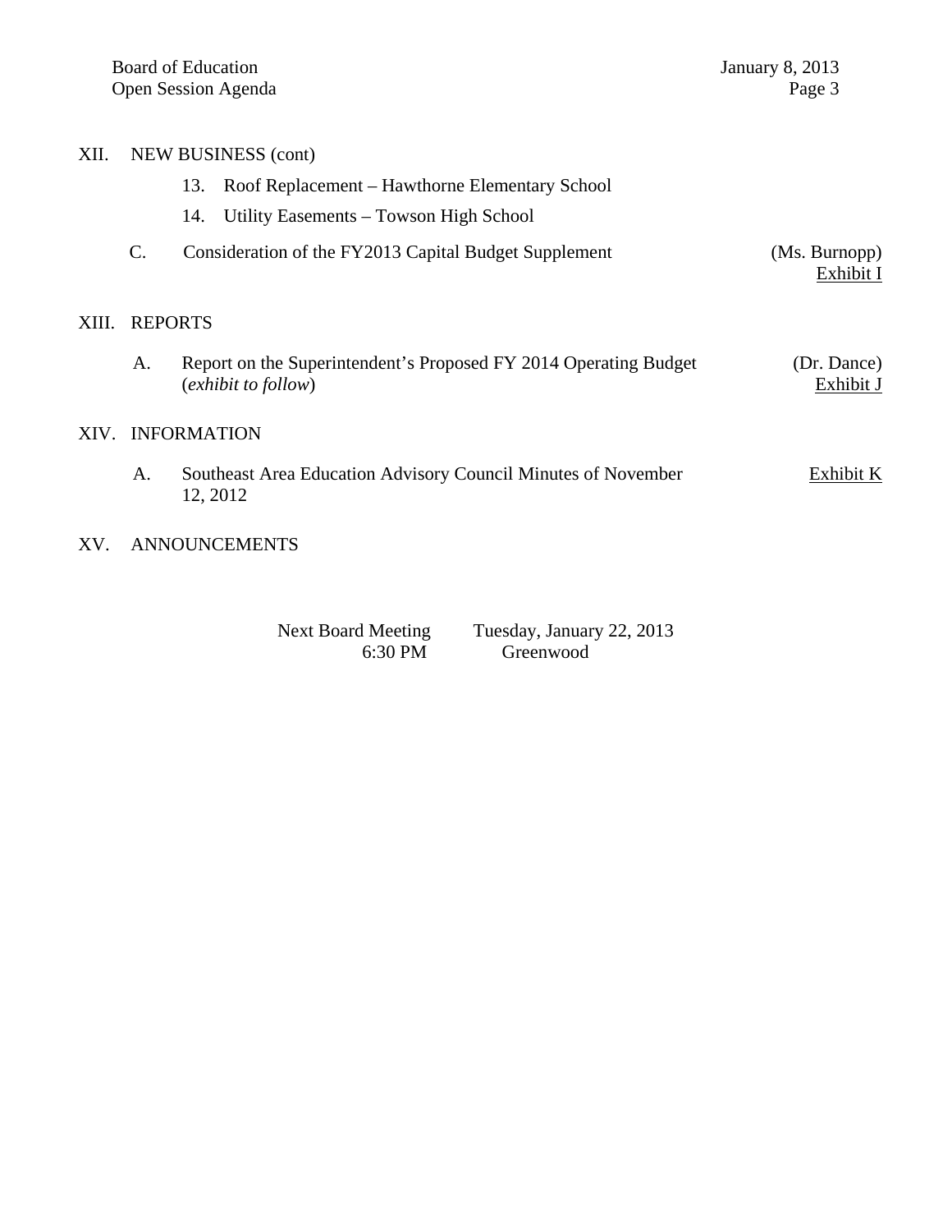XII. NEW BUSINESS (cont)

13. Roof Replacement – Hawthorne Elementary School

14. Utility Easements – Towson High School

C. Consideration of the FY2013 Capital Budget Supplement (Ms. Burnopp) Exhibit I

XIII. REPORTS

A. Report on the Superintendent's Proposed FY 2014 Operating Budget (*exhibit to follow*) (Dr. Dance) Exhibit J

XIV. INFORMATION

A. Southeast Area Education Advisory Council Minutes of November 12, 2012 Exhibit K

XV. ANNOUNCEMENTS

Next Board Meeting Tuesday, January 22, 2013
6:30 PM Greenwood